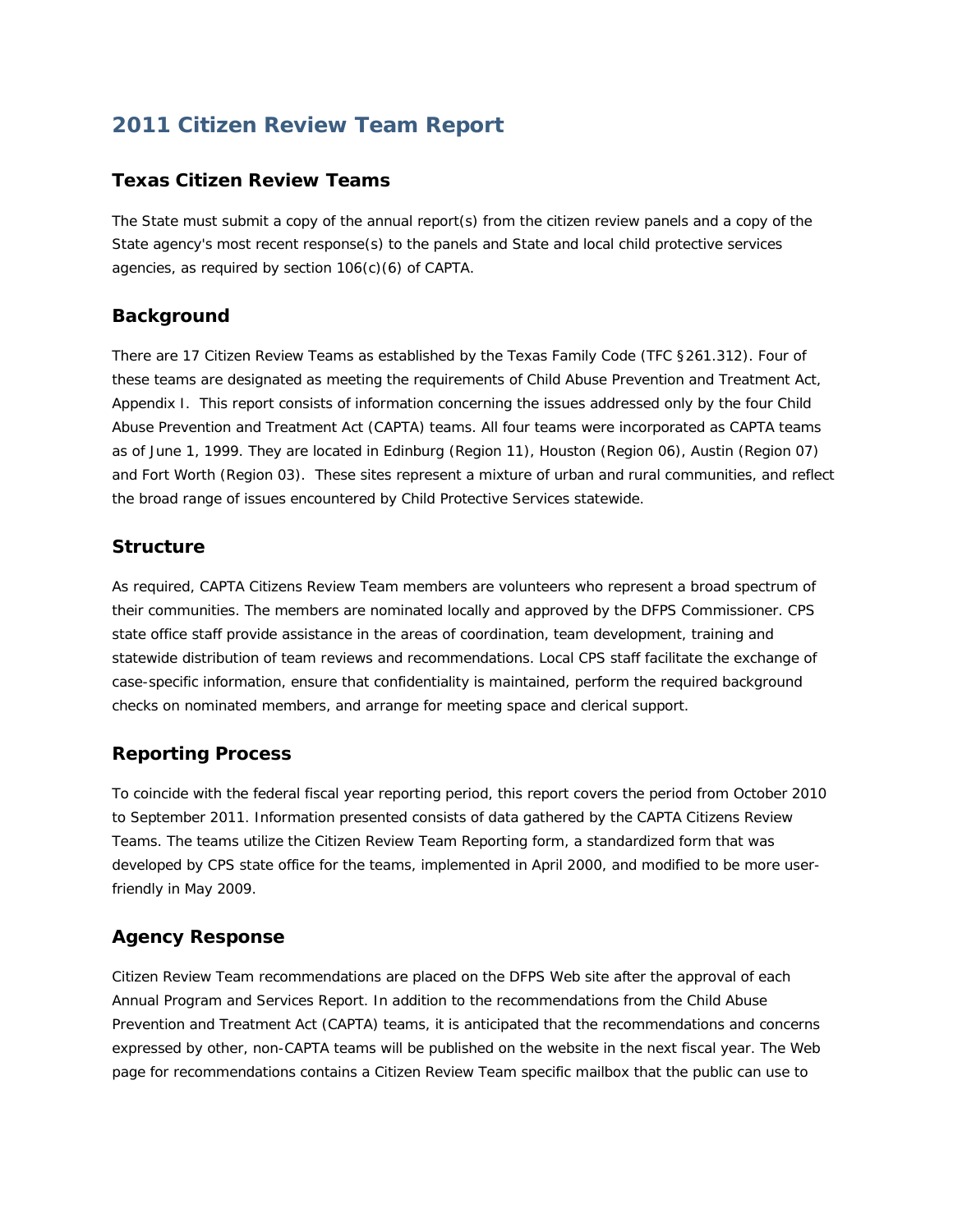# 2011 Citizen Review Team Report

## Texas Citizen Review Teams

The State must submit a copy of the annual report(s) from the citizen review panels and a copy of the State agency's most recent response(s) to the panels and State and local child protective services agencies, as required by section 106(c)(6) of CAPTA.

## Background

There are 17 Citizen Review Teams as established by the Texas Family Code (TFC §261.312). Four of these teams are designated as meeting the requirements of Child Abuse Prevention and Treatment Act, Appendix I. This report consists of information concerning the issues addressed only by the four Child Abuse Prevention and Treatment Act (CAPTA) teams. All four teams were incorporated as CAPTA teams as of June 1, 1999. They are located in Edinburg (Region 11), Houston (Region 06), Austin (Region 07) and Fort Worth (Region 03). These sites represent a mixture of urban and rural communities, and reflect the broad range of issues encountered by Child Protective Services statewide.

## Structure

As required, CAPTA Citizens Review Team members are volunteers who represent a broad spectrum of their communities. The members are nominated locally and approved by the DFPS Commissioner. CPS state office staff provide assistance in the areas of coordination, team development, training and statewide distribution of team reviews and recommendations. Local CPS staff facilitate the exchange of case-specific information, ensure that confidentiality is maintained, perform the required background checks on nominated members, and arrange for meeting space and clerical support.

## Reporting Process

To coincide with the federal fiscal year reporting period, this report covers the period from October 2010 to September 2011. Information presented consists of data gathered by the CAPTA Citizens Review Teams. The teams utilize the Citizen Review Team Reporting form, a standardized form that was developed by CPS state office for the teams, implemented in April 2000, and modified to be more user-friendly in May 2009.

## Agency Response

Citizen Review Team recommendations are placed on the DFPS Web site after the approval of each Annual Program and Services Report. In addition to the recommendations from the Child Abuse Prevention and Treatment Act (CAPTA) teams, it is anticipated that the recommendations and concerns expressed by other, non-CAPTA teams will be published on the website in the next fiscal year. The Web page for recommendations contains a Citizen Review Team specific mailbox that the public can use to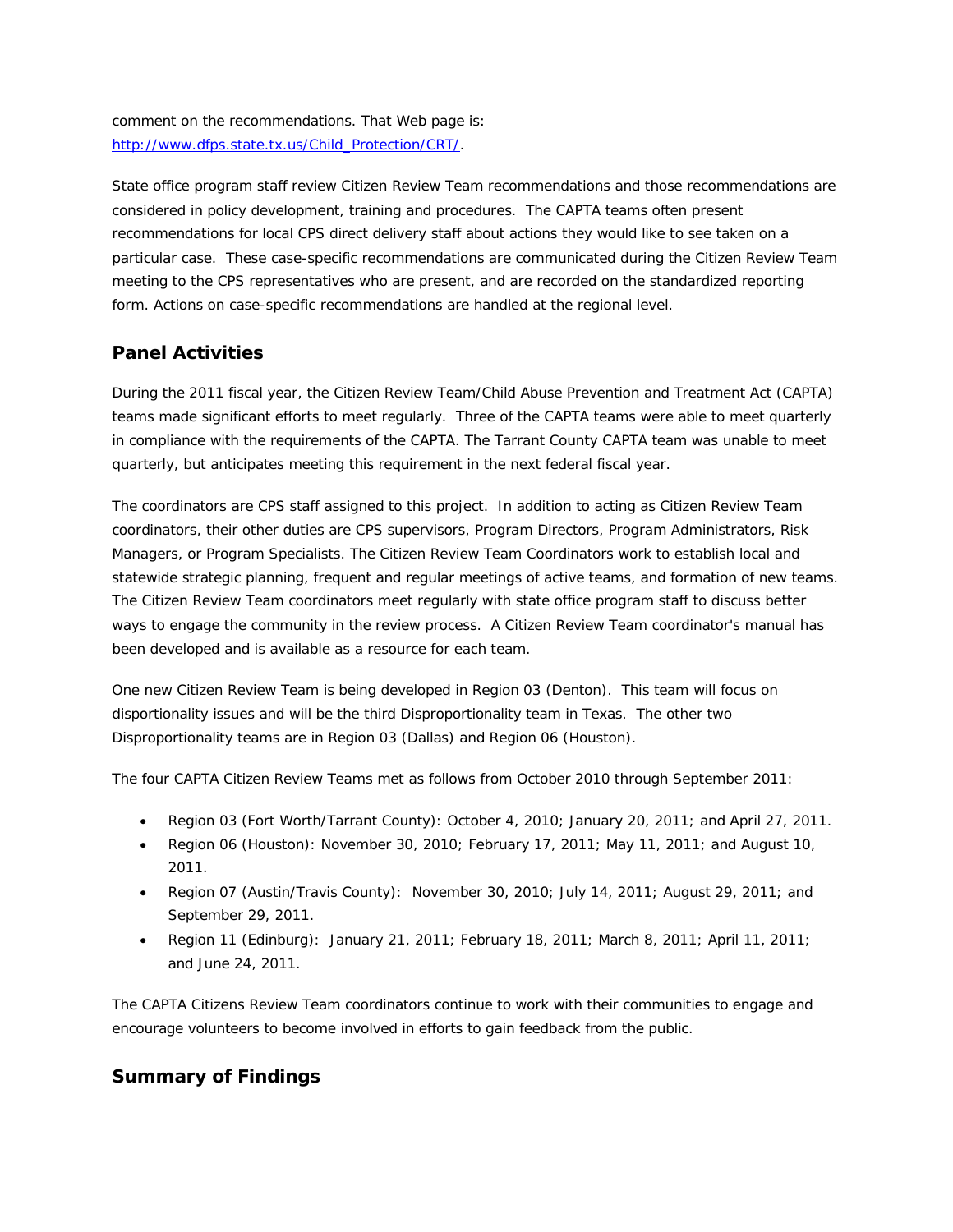comment on the recommendations. That Web page is: [http://www.dfps.state.tx.us/Child_Protection/CRT/](http://www.dfps.state.tx.us/Child_Protection/CRT/).

State office program staff review Citizen Review Team recommendations and those recommendations are considered in policy development, training and procedures. The CAPTA teams often present recommendations for local CPS direct delivery staff about actions they would like to see taken on a particular case. These case-specific recommendations are communicated during the Citizen Review Team meeting to the CPS representatives who are present, and are recorded on the standardized reporting form. Actions on case-specific recommendations are handled at the regional level.

## Panel Activities

During the 2011 fiscal year, the Citizen Review Team/Child Abuse Prevention and Treatment Act (CAPTA) teams made significant efforts to meet regularly. Three of the CAPTA teams were able to meet quarterly in compliance with the requirements of the CAPTA. The Tarrant County CAPTA team was unable to meet quarterly, but anticipates meeting this requirement in the next federal fiscal year.

The coordinators are CPS staff assigned to this project. In addition to acting as Citizen Review Team coordinators, their other duties are CPS supervisors, Program Directors, Program Administrators, Risk Managers, or Program Specialists. The Citizen Review Team Coordinators work to establish local and statewide strategic planning, frequent and regular meetings of active teams, and formation of new teams. The Citizen Review Team coordinators meet regularly with state office program staff to discuss better ways to engage the community in the review process. A Citizen Review Team coordinator's manual has been developed and is available as a resource for each team.

One new Citizen Review Team is being developed in Region 03 (Denton). This team will focus on disportionality issues and will be the third Disproportionality team in Texas. The other two Disproportionality teams are in Region 03 (Dallas) and Region 06 (Houston).

The four CAPTA Citizen Review Teams met as follows from October 2010 through September 2011:

- Region 03 (Fort Worth/Tarrant County): October 4, 2010; January 20, 2011; and April 27, 2011.
- Region 06 (Houston): November 30, 2010; February 17, 2011; May 11, 2011; and August 10, 2011.
- Region 07 (Austin/Travis County): November 30, 2010; July 14, 2011; August 29, 2011; and September 29, 2011.
- Region 11 (Edinburg): January 21, 2011; February 18, 2011; March 8, 2011; April 11, 2011; and June 24, 2011.

The CAPTA Citizens Review Team coordinators continue to work with their communities to engage and encourage volunteers to become involved in efforts to gain feedback from the public.

## Summary of Findings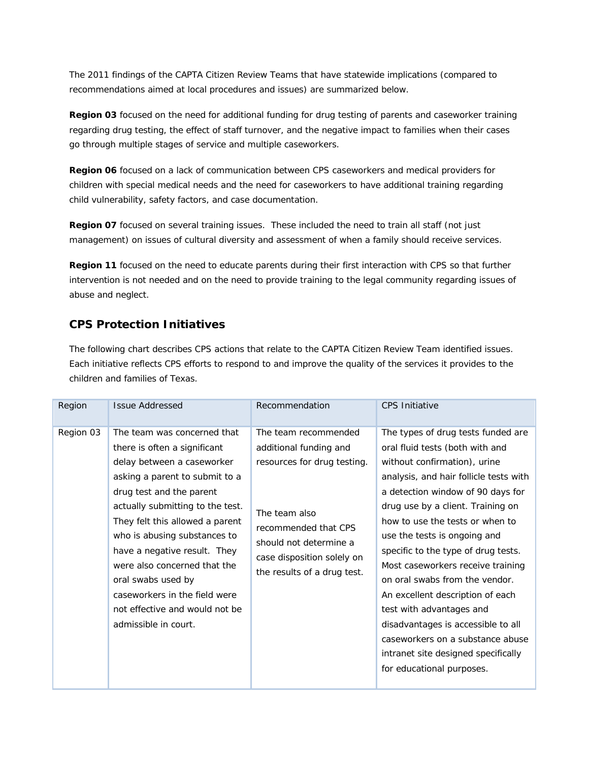The 2011 findings of the CAPTA Citizen Review Teams that have statewide implications (compared to recommendations aimed at local procedures and issues) are summarized below.

**Region 03** focused on the need for additional funding for drug testing of parents and caseworker training regarding drug testing, the effect of staff turnover, and the negative impact to families when their cases go through multiple stages of service and multiple caseworkers.

**Region 06** focused on a lack of communication between CPS caseworkers and medical providers for children with special medical needs and the need for caseworkers to have additional training regarding child vulnerability, safety factors, and case documentation.

**Region 07** focused on several training issues. These included the need to train all staff (not just management) on issues of cultural diversity and assessment of when a family should receive services.

**Region 11** focused on the need to educate parents during their first interaction with CPS so that further intervention is not needed and on the need to provide training to the legal community regarding issues of abuse and neglect.

## CPS Protection Initiatives

The following chart describes CPS actions that relate to the CAPTA Citizen Review Team identified issues. Each initiative reflects CPS efforts to respond to and improve the quality of the services it provides to the children and families of Texas.

| Region | Issue Addressed | Recommendation | CPS Initiative |
|---|---|---|---|
| Region 03 | The team was concerned that there is often a significant delay between a caseworker asking a parent to submit to a drug test and the parent actually submitting to the test. They felt this allowed a parent who is abusing substances to have a negative result. They were also concerned that the oral swabs used by caseworkers in the field were not effective and would not be admissible in court. | The team recommended additional funding and resources for drug testing.<br><br>The team also recommended that CPS should not determine a case disposition solely on the results of a drug test. | The types of drug tests funded are oral fluid tests (both with and without confirmation), urine analysis, and hair follicle tests with a detection window of 90 days for drug use by a client. Training on how to use the tests or when to use the tests is ongoing and specific to the type of drug tests. Most caseworkers receive training on oral swabs from the vendor. An excellent description of each test with advantages and disadvantages is accessible to all caseworkers on a substance abuse intranet site designed specifically for educational purposes. |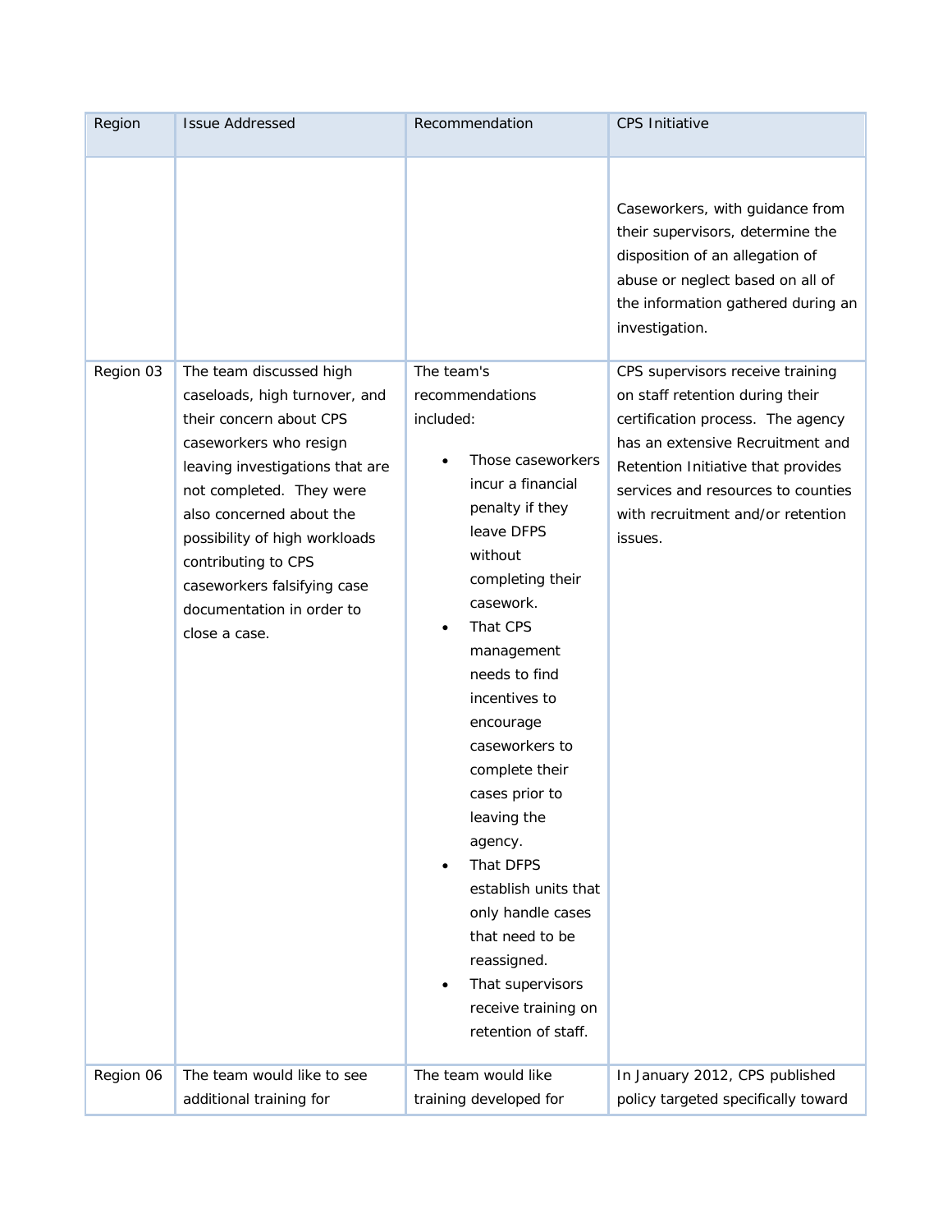| Region | Issue Addressed | Recommendation | CPS Initiative |
|---|---|---|---|
| | | | Caseworkers, with guidance from their supervisors, determine the disposition of an allegation of abuse or neglect based on all of the information gathered during an investigation. |
| Region 03 | The team discussed high caseloads, high turnover, and their concern about CPS caseworkers who resign leaving investigations that are not completed. They were also concerned about the possibility of high workloads contributing to CPS caseworkers falsifying case documentation in order to close a case. | The team's recommendations included:<br>• Those caseworkers incur a financial penalty if they leave DFPS without completing their casework.<br>• That CPS management needs to find incentives to encourage caseworkers to complete their cases prior to leaving the agency.<br>• That DFPS establish units that only handle cases that need to be reassigned.<br>• That supervisors receive training on retention of staff. | CPS supervisors receive training on staff retention during their certification process. The agency has an extensive Recruitment and Retention Initiative that provides services and resources to counties with recruitment and/or retention issues. |
| Region 06 | The team would like to see additional training for | The team would like training developed for | In January 2012, CPS published policy targeted specifically toward |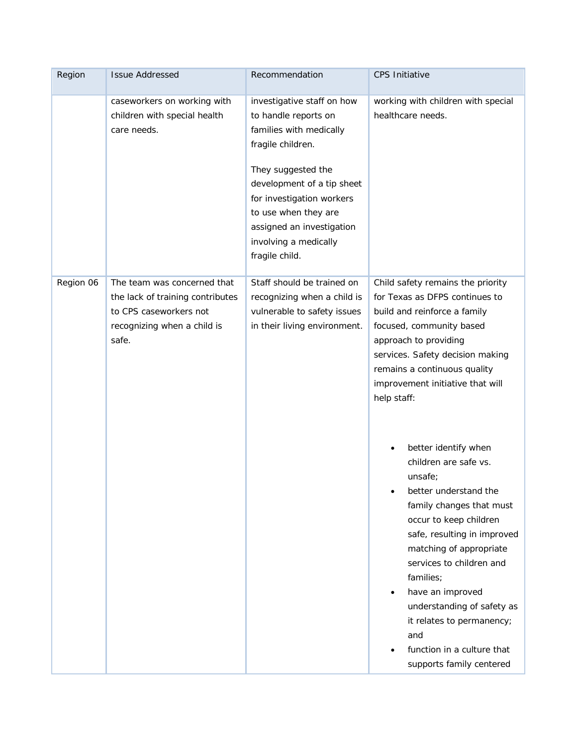| Region | Issue Addressed | Recommendation | CPS Initiative |
|---|---|---|---|
| | caseworkers on working with children with special health care needs. | investigative staff on how to handle reports on families with medically fragile children.<br><br>They suggested the development of a tip sheet for investigation workers to use when they are assigned an investigation involving a medically fragile child. | working with children with special healthcare needs. |
| Region 06 | The team was concerned that the lack of training contributes to CPS caseworkers not recognizing when a child is safe. | Staff should be trained on recognizing when a child is vulnerable to safety issues in their living environment. | Child safety remains the priority for Texas as DFPS continues to build and reinforce a family focused, community based approach to providing services. Safety decision making remains a continuous quality improvement initiative that will help staff:<br><br>• better identify when children are safe vs. unsafe;<br>• better understand the family changes that must occur to keep children safe, resulting in improved matching of appropriate services to children and families;<br>• have an improved understanding of safety as it relates to permanency; and<br>• function in a culture that supports family centered |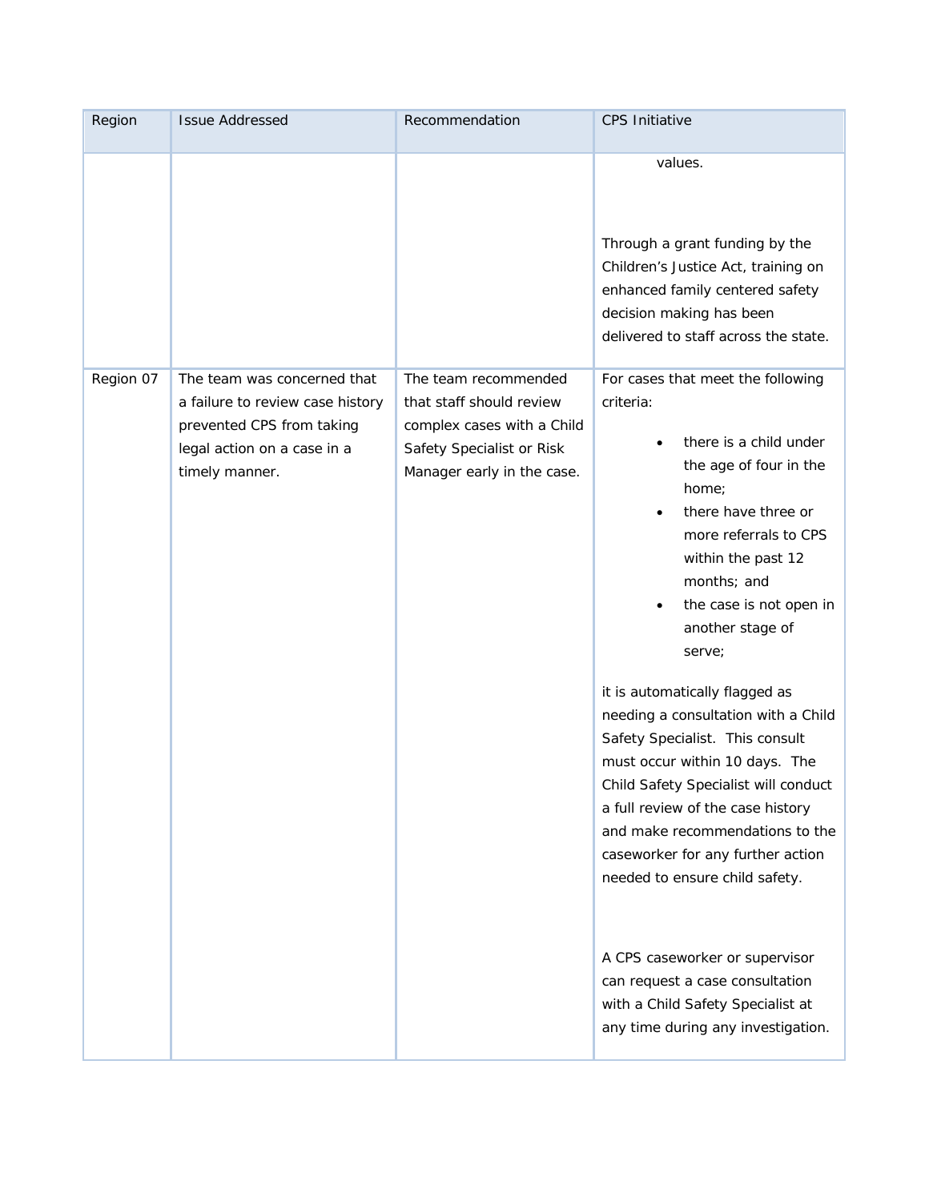| Region | Issue Addressed | Recommendation | CPS Initiative |
|---|---|---|---|
| | | | values.<br><br>Through a grant funding by the Children's Justice Act, training on enhanced family centered safety decision making has been delivered to staff across the state. |
| Region 07 | The team was concerned that a failure to review case history prevented CPS from taking legal action on a case in a timely manner. | The team recommended that staff should review complex cases with a Child Safety Specialist or Risk Manager early in the case. | For cases that meet the following criteria:<br><br>• there is a child under the age of four in the home;<br>• there have three or more referrals to CPS within the past 12 months; and<br>• the case is not open in another stage of serve;<br><br>it is automatically flagged as needing a consultation with a Child Safety Specialist. This consult must occur within 10 days. The Child Safety Specialist will conduct a full review of the case history and make recommendations to the caseworker for any further action needed to ensure child safety.<br><br>A CPS caseworker or supervisor can request a case consultation with a Child Safety Specialist at any time during any investigation. |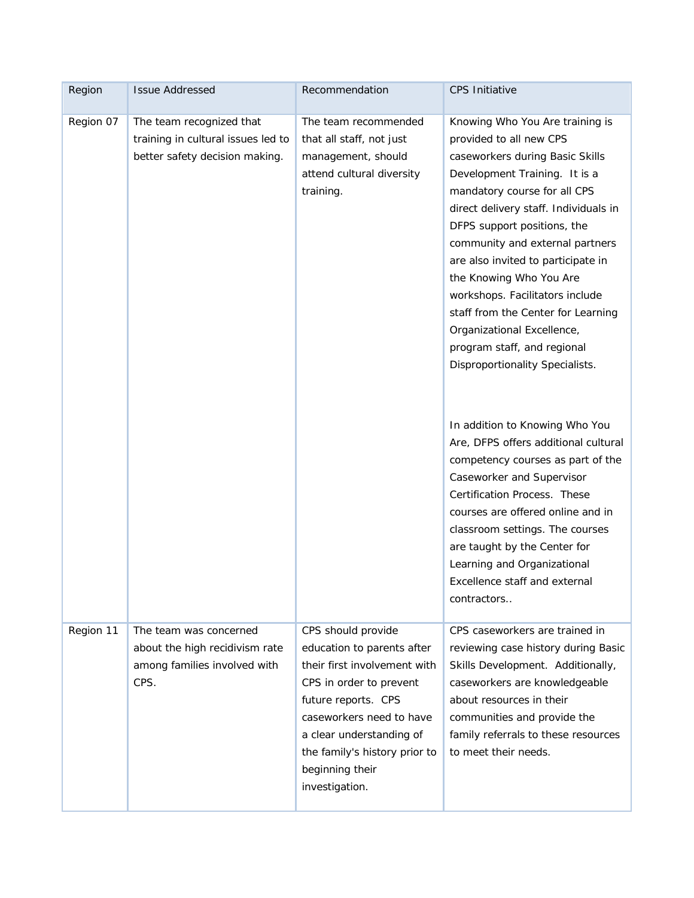| Region | Issue Addressed | Recommendation | CPS Initiative |
|---|---|---|---|
| Region 07 | The team recognized that training in cultural issues led to better safety decision making. | The team recommended that all staff, not just management, should attend cultural diversity training. | Knowing Who You Are training is provided to all new CPS caseworkers during Basic Skills Development Training. It is a mandatory course for all CPS direct delivery staff. Individuals in DFPS support positions, the community and external partners are also invited to participate in the Knowing Who You Are workshops. Facilitators include staff from the Center for Learning Organizational Excellence, program staff, and regional Disproportionality Specialists.<br><br>In addition to Knowing Who You Are, DFPS offers additional cultural competency courses as part of the Caseworker and Supervisor Certification Process. These courses are offered online and in classroom settings. The courses are taught by the Center for Learning and Organizational Excellence staff and external contractors.. |
| Region 11 | The team was concerned about the high recidivism rate among families involved with CPS. | CPS should provide education to parents after their first involvement with CPS in order to prevent future reports. CPS caseworkers need to have a clear understanding of the family's history prior to beginning their investigation. | CPS caseworkers are trained in reviewing case history during Basic Skills Development. Additionally, caseworkers are knowledgeable about resources in their communities and provide the family referrals to these resources to meet their needs. |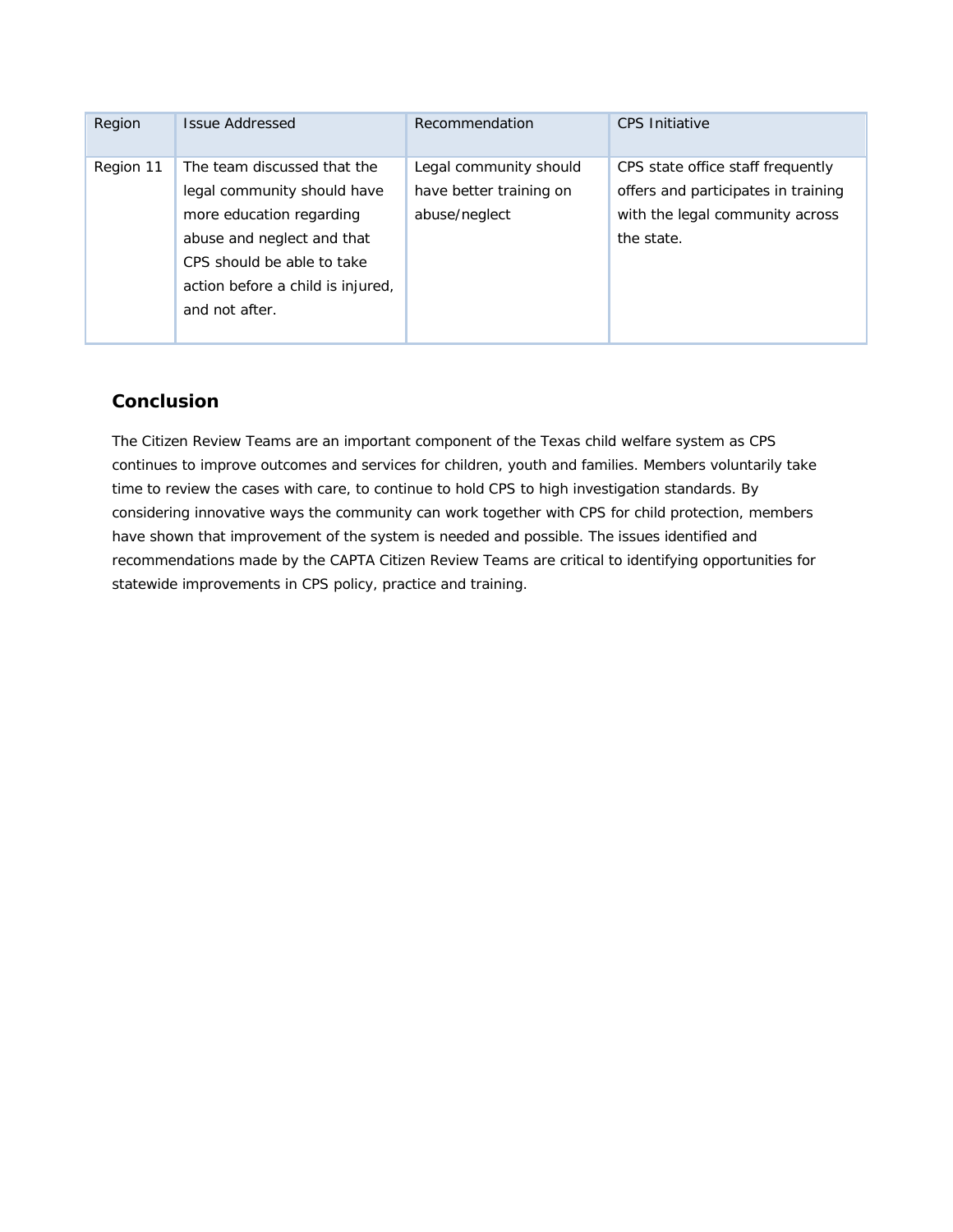| Region | Issue Addressed | Recommendation | CPS Initiative |
|---|---|---|---|
| Region 11 | The team discussed that the legal community should have more education regarding abuse and neglect and that CPS should be able to take action before a child is injured, and not after. | Legal community should have better training on abuse/neglect | CPS state office staff frequently offers and participates in training with the legal community across the state. |

## Conclusion

The Citizen Review Teams are an important component of the Texas child welfare system as CPS continues to improve outcomes and services for children, youth and families. Members voluntarily take time to review the cases with care, to continue to hold CPS to high investigation standards. By considering innovative ways the community can work together with CPS for child protection, members have shown that improvement of the system is needed and possible. The issues identified and recommendations made by the CAPTA Citizen Review Teams are critical to identifying opportunities for statewide improvements in CPS policy, practice and training.